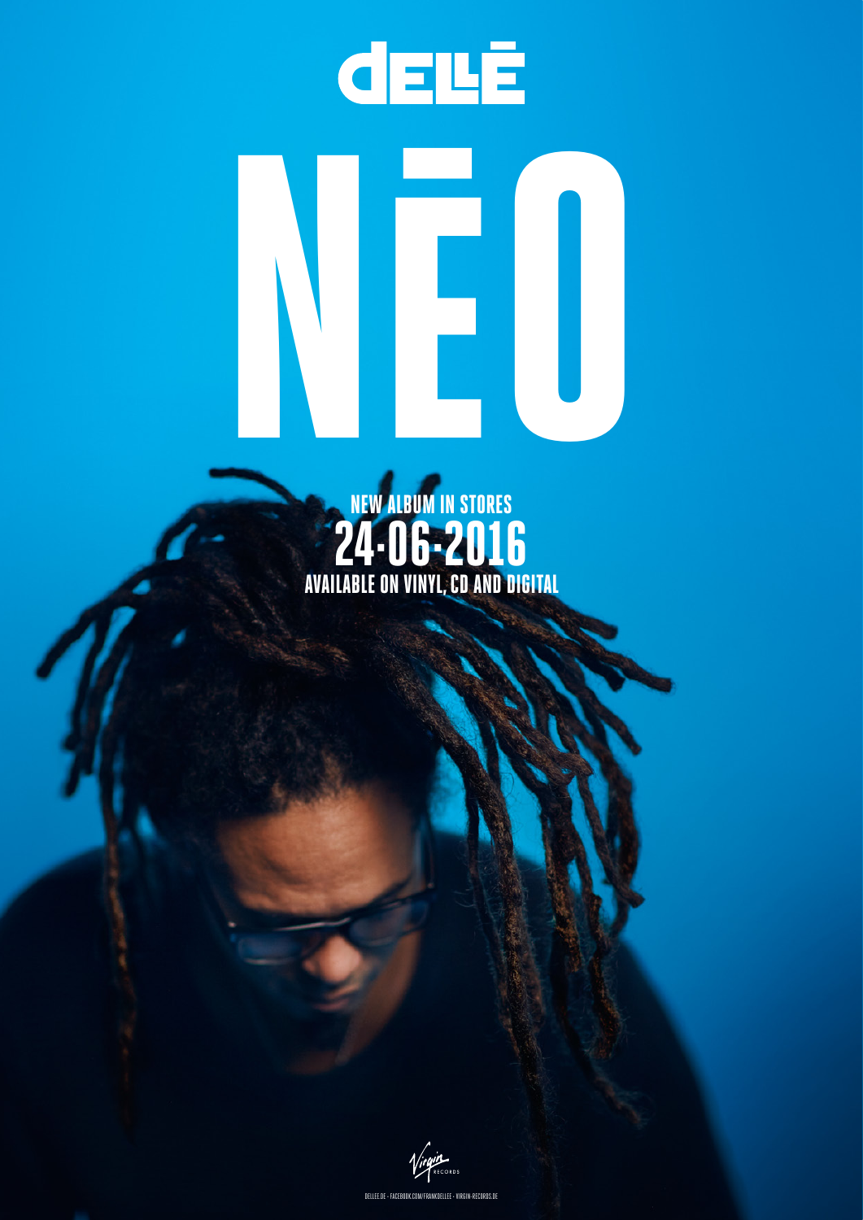# DELLÉ

# NĒO

**NEW ALBUM IN STORES**

**24-06-2016**

**AVAILABLE ON VINYL, CD AND DIGITAL**

Virgin RECORDS

DELLEE.DE - FACEBOOK.COM/FRANKDELLEE - VIRGIN-RECORDS.DE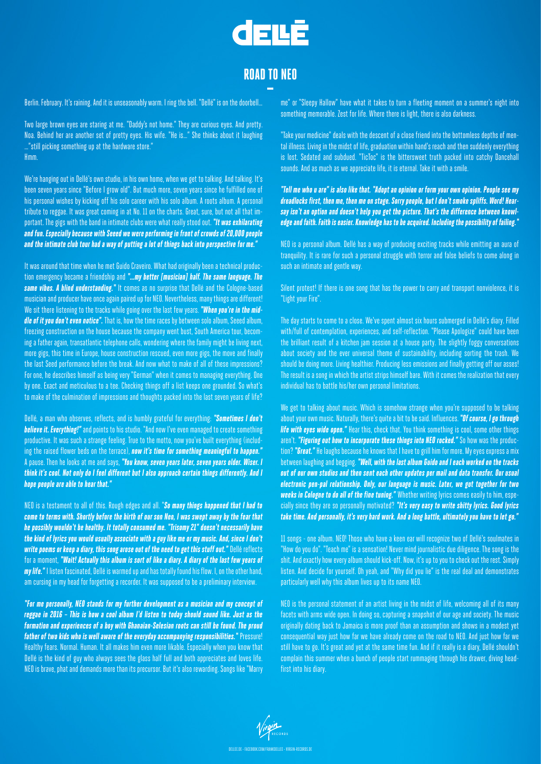# DELLÉ

## ROAD TO NEO

Berlin. February. It's raining. And it is unseasonably warm. I ring the bell. "Dellé" is on the doorbell...

Two large brown eyes are staring at me. "Daddy's not home." They are curious eyes. And pretty. Noa. Behind her are another set of pretty eyes. His wife. "He is..." She thinks about it laughing ..."still picking something up at the hardware store."
Hmm.

We're hanging out in Dellé's own studio, in his own home, when we get to talking. And talking. It's been seven years since "Before I grow old". But much more, seven years since he fulfilled one of his personal wishes by kicking off his solo career with his solo album. A roots album. A personal tribute to reggae. It was great coming in at No. 11 on the charts. Great, sure, but not all that important. The gigs with the band in intimate clubs were what really stood out. ***"It was exhilarating and fun. Especially because with Seeed we were performing in front of crowds of 20,000 people and the intimate club tour had a way of putting a lot of things back into perspective for me."***

It was around that time when he met Guido Craveiro. What had originally been a technical production emergency became a friendship and ***"...my better [musician] half. The same language. The same vibes. A blind understanding."*** It comes as no surprise that Dellé and the Cologne-based musician and producer have once again paired up for NEO. Nevertheless, many things are different! We sit there listening to the tracks while going over the last few years. ***"When you're in the middle of it you don't even notice".*** That is, how the time races by between solo album, Seeed album, freezing construction on the house because the company went bust, South America tour, becoming a father again, transatlantic telephone calls, wondering where the family might be living next, more gigs, this time in Europe, house construction rescued, even more gigs, the move and finally the last Seed performance before the break. And now what to make of all of these impressions? For one, he describes himself as being very "German" when it comes to managing everything. One by one. Exact and meticulous to a tee. Checking things off a list keeps one grounded. So what's to make of the culmination of impressions and thoughts packed into the last seven years of life?

Dellé, a man who observes, reflects, and is humbly grateful for everything: ***"Sometimes I don't believe it. Everything!"*** and points to his studio. "And now I've even managed to create something productive. It was such a strange feeling. True to the motto, now you've built everything (including the raised flower beds on the terrace), ***now it's time for something meaningful to happen."*** A pause. Then he looks at me and says, ***"You know, seven years later, seven years older. Wiser. I think it's cool. Not only do I feel different but I also approach certain things differently. And I hope people are able to hear that."***

NEO is a testament to all of this. Rough edges and all. "***So many things happened that I had to come to terms with. Shortly before the birth of our son Neo, I was swept away by the fear that he possibly wouldn't be healthy. It totally consumed me. "Trisomy 21" doesn't necessarily have the kind of lyrics you would usually associate with a guy like me or my music. And, since I don't write poems or keep a diary, this song arose out of the need to get this stuff out."*** Dellé reflects for a moment, ***"Wait! Actually this album is sort of like a diary. A diary of the last few years of my life."*** I listen fascinated, Dellé is warmed up and has totally found his flow. I, on the other hand, am cursing in my head for forgetting a recorder. It was supposed to be a preliminary interview.

***"For me personally, NEO stands for my further development as a musician and my concept of reggae in 2016 – This is how a cool album I'd listen to today should sound like. Just as the formation and experiences of a boy with Ghanaian-Selesian roots can still be found. The proud father of two kids who is well aware of the everyday accompanying responsibilities."*** Pressure! Healthy fears. Normal. Human. It all makes him even more likable. Especially when you know that Dellé is the kind of guy who always sees the glass half full and both appreciates and loves life. NEO is brave, phat and demands more than its precursor. But it's also rewarding. Songs like "Marry me" or "Sleepy Hallow" have what it takes to turn a fleeting moment on a summer's night into something memorable. Zest for life. Where there is light, there is also darkness.

"Take your medicine" deals with the descent of a close friend into the bottomless depths of mental illness. Living in the midst of life, graduation within hand's reach and then suddenly everything is lost. Sedated and subdued. "TicToc" is the bittersweet truth packed into catchy Dancehall sounds. And as much as we appreciate life, it is eternal. Take it with a smile.

***"Tell me who u are" is also like that. "Adopt an opinion or form your own opinion. People see my dreadlocks first, then me, then me on stage. Sorry people, but I don't smoke spliffs. Word! Hearsay isn't an option and doesn't help you get the picture. That's the difference between knowledge and faith. Faith is easier. Knowledge has to be acquired. Including the possibility of failing."***

NEO is a personal album. Dellé has a way of producing exciting tracks while emitting an aura of tranquility. It is rare for such a personal struggle with terror and false beliefs to come along in such an intimate and gentle way.

Silent protest! If there is one song that has the power to carry and transport nonviolence, it is "Light your Fire".

The day starts to come to a close. We've spent almost six hours submerged in Dellé's diary. Filled with/full of contemplation, experiences, and self-reflection. "Please Apologize" could have been the brilliant result of a kitchen jam session at a house party. The slightly foggy conversations about society and the ever universal theme of sustainability, including sorting the trash. We should be doing more. Living healthier. Producing less emissions and finally getting off our asses! The result is a song in which the artist strips himself bare. With it comes the realization that every individual has to battle his/her own personal limitations.

We get to talking about music. Which is somehow strange when you're supposed to be talking about your own music. Naturally, there's quite a bit to be said. Influences. ***"Of course, I go through life with eyes wide open."*** Hear this, check that. You think something is cool, some other things aren't. ***"Figuring out how to incorporate these things into NEO rocked."*** So how was the production? ***"Great."*** He laughs because he knows that I have to grill him for more. My eyes express a mix between laughing and begging. ***"Well, with the last album Guido and I each worked on the tracks out of our own studios and then sent each other updates per mail and data transfer. Our usual electronic pen-pal relationship. Only, our language is music. Later, we got together for two weeks in Cologne to do all of the fine tuning."*** Whether writing lyrics comes easily to him, especially since they are so personally motivated? ***"It's very easy to write shitty lyrics. Good lyrics take time. And personally, it's very hard work. And a long battle, ultimately you have to let go."***

11 songs - one album. NEO! Those who have a keen ear will recognize two of Dellé's soulmates in "How do you do". "Teach me" is a sensation! Never mind journalistic due diligence. The song is the shit. And exactly how every album should kick-off. Now, it's up to you to check out the rest. Simply listen. And decide for yourself. Oh yeah, and "Why did you lie" is the real deal and demonstrates particularly well why this album lives up to its name NEO.

NEO is the personal statement of an artist living in the midst of life, welcoming all of its many facets with arms wide open. In doing so, capturing a snapshot of our age and society. The music originally dating back to Jamaica is more proof than an assumption and shows in a modest yet consequential way just how far we have already come on the road to NEO. And just how far we still have to go. It's great and yet at the same time fun. And if it really is a diary, Dellé shouldn't complain this summer when a bunch of people start rummaging through his drawer, diving headfirst into his diary.

Virgin RECORDS

DELLEE.DE - FACEBOOK.COM/FRANKDELLEE - VIRGIN-RECORDS.DE